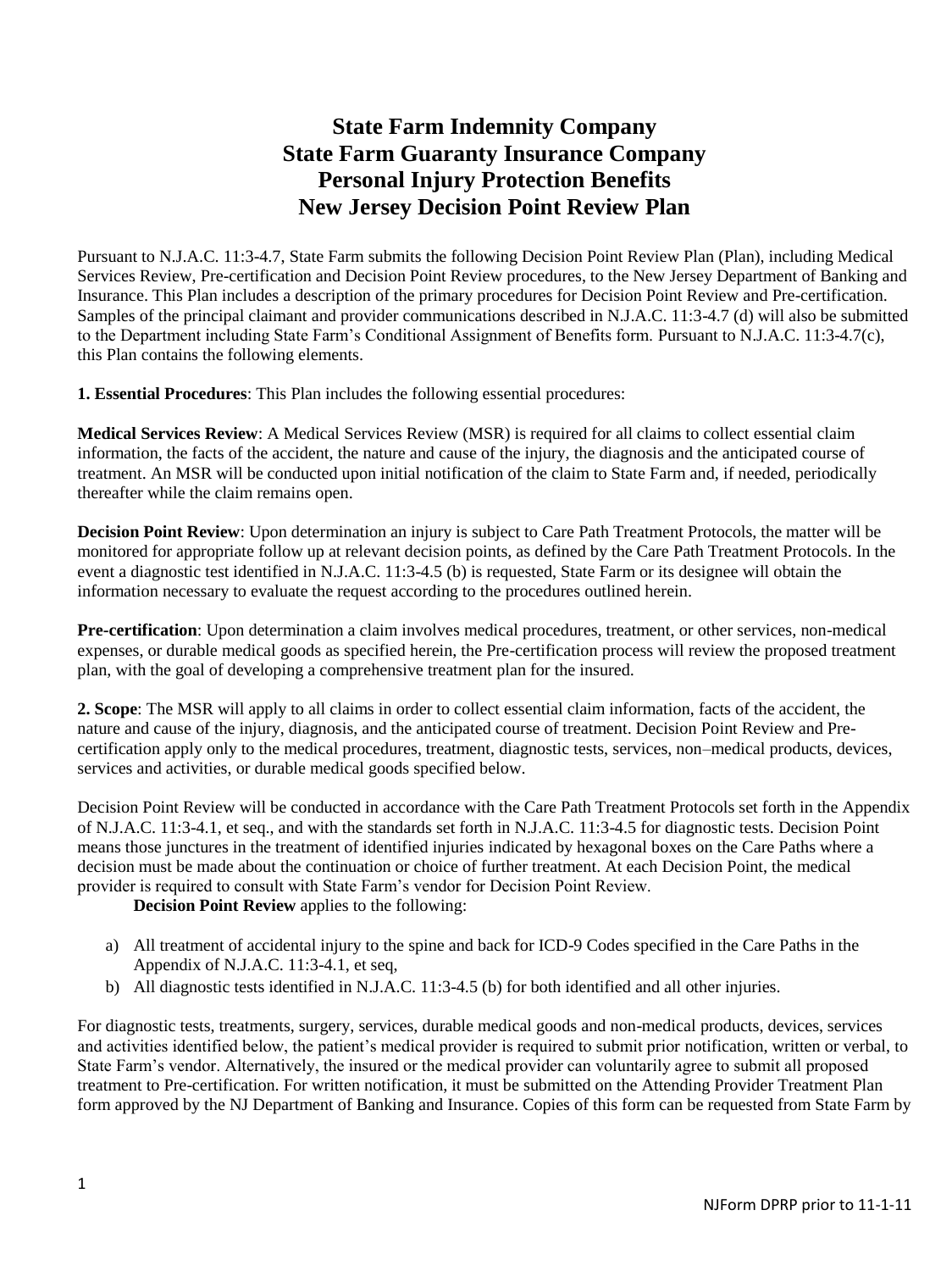# State Farm Indemnity Company
# State Farm Guaranty Insurance Company
# Personal Injury Protection Benefits
# New Jersey Decision Point Review Plan

Pursuant to N.J.A.C. 11:3-4.7, State Farm submits the following Decision Point Review Plan (Plan), including Medical Services Review, Pre-certification and Decision Point Review procedures, to the New Jersey Department of Banking and Insurance. This Plan includes a description of the primary procedures for Decision Point Review and Pre-certification. Samples of the principal claimant and provider communications described in N.J.A.C. 11:3-4.7 (d) will also be submitted to the Department including State Farm's Conditional Assignment of Benefits form. Pursuant to N.J.A.C. 11:3-4.7(c), this Plan contains the following elements.

**1. Essential Procedures**: This Plan includes the following essential procedures:

**Medical Services Review**: A Medical Services Review (MSR) is required for all claims to collect essential claim information, the facts of the accident, the nature and cause of the injury, the diagnosis and the anticipated course of treatment. An MSR will be conducted upon initial notification of the claim to State Farm and, if needed, periodically thereafter while the claim remains open.

**Decision Point Review**: Upon determination an injury is subject to Care Path Treatment Protocols, the matter will be monitored for appropriate follow up at relevant decision points, as defined by the Care Path Treatment Protocols. In the event a diagnostic test identified in N.J.A.C. 11:3-4.5 (b) is requested, State Farm or its designee will obtain the information necessary to evaluate the request according to the procedures outlined herein.

**Pre-certification**: Upon determination a claim involves medical procedures, treatment, or other services, non-medical expenses, or durable medical goods as specified herein, the Pre-certification process will review the proposed treatment plan, with the goal of developing a comprehensive treatment plan for the insured.

**2. Scope**: The MSR will apply to all claims in order to collect essential claim information, facts of the accident, the nature and cause of the injury, diagnosis, and the anticipated course of treatment. Decision Point Review and Pre-certification apply only to the medical procedures, treatment, diagnostic tests, services, non–medical products, devices, services and activities, or durable medical goods specified below.

Decision Point Review will be conducted in accordance with the Care Path Treatment Protocols set forth in the Appendix of N.J.A.C. 11:3-4.1, et seq., and with the standards set forth in N.J.A.C. 11:3-4.5 for diagnostic tests. Decision Point means those junctures in the treatment of identified injuries indicated by hexagonal boxes on the Care Paths where a decision must be made about the continuation or choice of further treatment. At each Decision Point, the medical provider is required to consult with State Farm's vendor for Decision Point Review.

**Decision Point Review** applies to the following:

a) All treatment of accidental injury to the spine and back for ICD-9 Codes specified in the Care Paths in the Appendix of N.J.A.C. 11:3-4.1, et seq,
b) All diagnostic tests identified in N.J.A.C. 11:3-4.5 (b) for both identified and all other injuries.

For diagnostic tests, treatments, surgery, services, durable medical goods and non-medical products, devices, services and activities identified below, the patient's medical provider is required to submit prior notification, written or verbal, to State Farm's vendor. Alternatively, the insured or the medical provider can voluntarily agree to submit all proposed treatment to Pre-certification. For written notification, it must be submitted on the Attending Provider Treatment Plan form approved by the NJ Department of Banking and Insurance. Copies of this form can be requested from State Farm by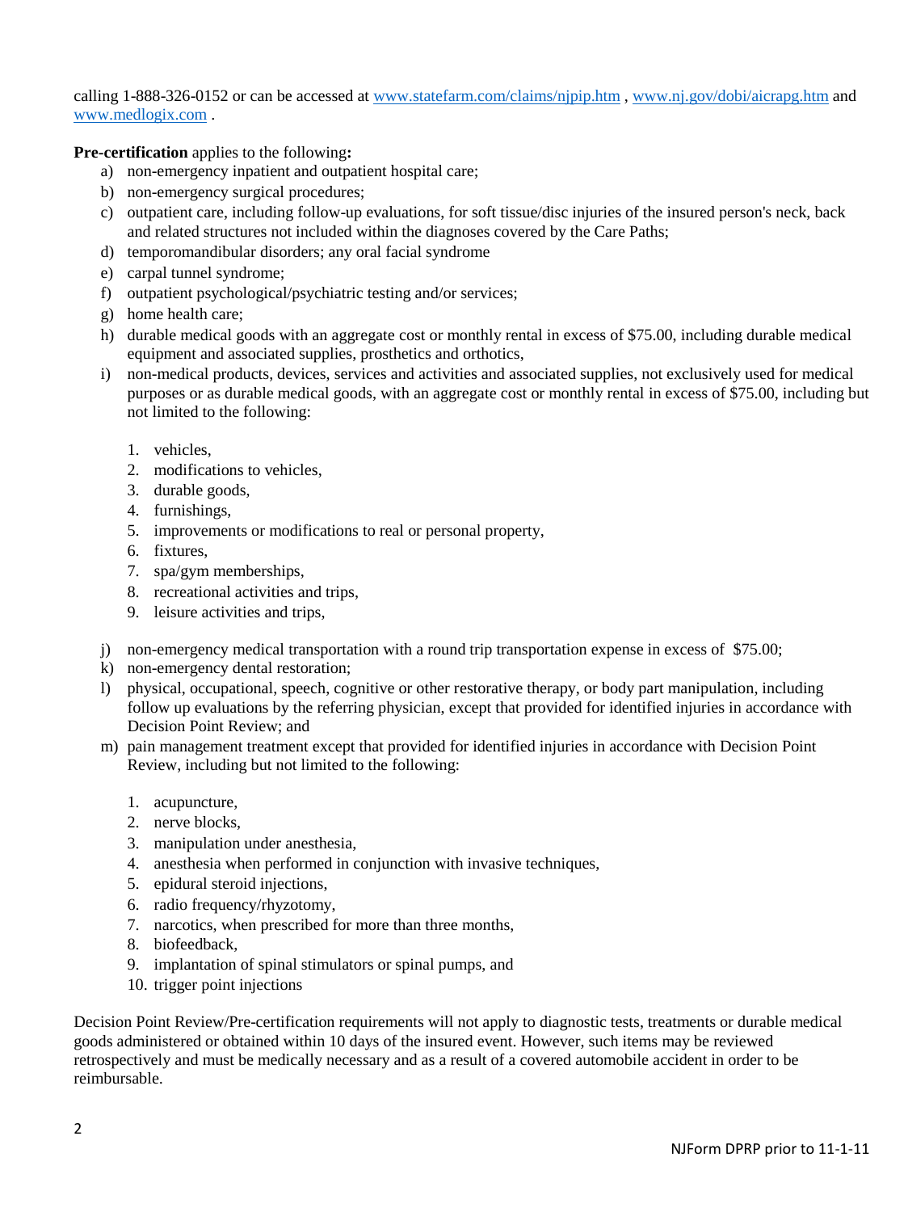calling 1-888-326-0152 or can be accessed at [www.statefarm.com/claims/njpip.htm](www.statefarm.com/claims/njpip.htm) , [www.nj.gov/dobi/aicrapg.htm](www.nj.gov/dobi/aicrapg.htm) and [www.medlogix.com](www.medlogix.com) .

**Pre-certification** applies to the following**:**

a) non-emergency inpatient and outpatient hospital care;
b) non-emergency surgical procedures;
c) outpatient care, including follow-up evaluations, for soft tissue/disc injuries of the insured person's neck, back and related structures not included within the diagnoses covered by the Care Paths;
d) temporomandibular disorders; any oral facial syndrome
e) carpal tunnel syndrome;
f) outpatient psychological/psychiatric testing and/or services;
g) home health care;
h) durable medical goods with an aggregate cost or monthly rental in excess of $75.00, including durable medical equipment and associated supplies, prosthetics and orthotics,
i) non-medical products, devices, services and activities and associated supplies, not exclusively used for medical purposes or as durable medical goods, with an aggregate cost or monthly rental in excess of $75.00, including but not limited to the following:

    1. vehicles,
    2. modifications to vehicles,
    3. durable goods,
    4. furnishings,
    5. improvements or modifications to real or personal property,
    6. fixtures,
    7. spa/gym memberships,
    8. recreational activities and trips,
    9. leisure activities and trips,

j) non-emergency medical transportation with a round trip transportation expense in excess of $75.00;
k) non-emergency dental restoration;
l) physical, occupational, speech, cognitive or other restorative therapy, or body part manipulation, including follow up evaluations by the referring physician, except that provided for identified injuries in accordance with Decision Point Review; and
m) pain management treatment except that provided for identified injuries in accordance with Decision Point Review, including but not limited to the following:

    1. acupuncture,
    2. nerve blocks,
    3. manipulation under anesthesia,
    4. anesthesia when performed in conjunction with invasive techniques,
    5. epidural steroid injections,
    6. radio frequency/rhyzotomy,
    7. narcotics, when prescribed for more than three months,
    8. biofeedback,
    9. implantation of spinal stimulators or spinal pumps, and
    10. trigger point injections

Decision Point Review/Pre-certification requirements will not apply to diagnostic tests, treatments or durable medical goods administered or obtained within 10 days of the insured event. However, such items may be reviewed retrospectively and must be medically necessary and as a result of a covered automobile accident in order to be reimbursable.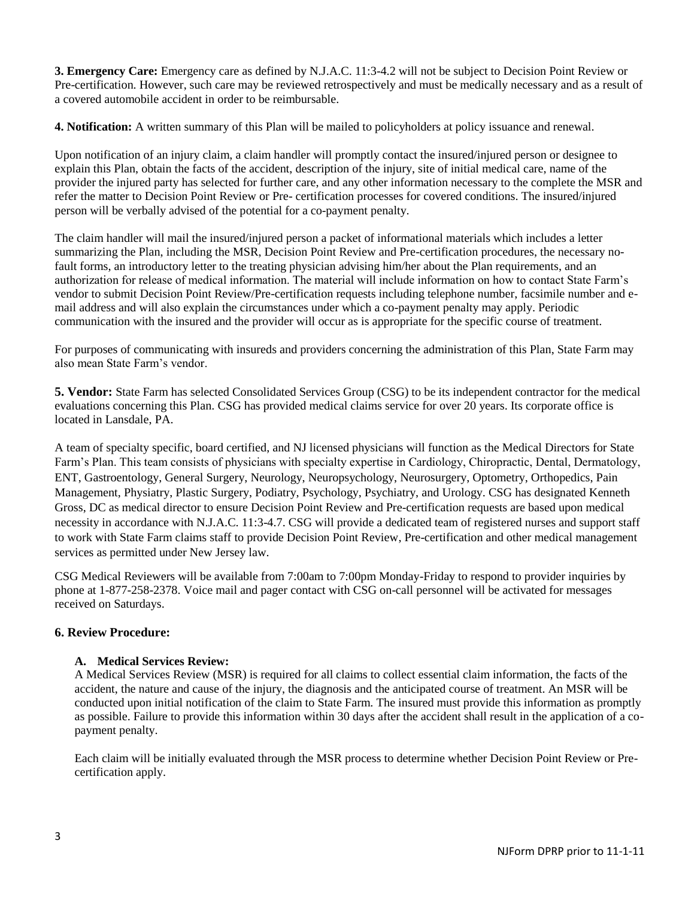**3. Emergency Care:** Emergency care as defined by N.J.A.C. 11:3-4.2 will not be subject to Decision Point Review or Pre-certification. However, such care may be reviewed retrospectively and must be medically necessary and as a result of a covered automobile accident in order to be reimbursable.

**4. Notification:** A written summary of this Plan will be mailed to policyholders at policy issuance and renewal.

Upon notification of an injury claim, a claim handler will promptly contact the insured/injured person or designee to explain this Plan, obtain the facts of the accident, description of the injury, site of initial medical care, name of the provider the injured party has selected for further care, and any other information necessary to the complete the MSR and refer the matter to Decision Point Review or Pre- certification processes for covered conditions. The insured/injured person will be verbally advised of the potential for a co-payment penalty.

The claim handler will mail the insured/injured person a packet of informational materials which includes a letter summarizing the Plan, including the MSR, Decision Point Review and Pre-certification procedures, the necessary no-fault forms, an introductory letter to the treating physician advising him/her about the Plan requirements, and an authorization for release of medical information. The material will include information on how to contact State Farm's vendor to submit Decision Point Review/Pre-certification requests including telephone number, facsimile number and e-mail address and will also explain the circumstances under which a co-payment penalty may apply. Periodic communication with the insured and the provider will occur as is appropriate for the specific course of treatment.

For purposes of communicating with insureds and providers concerning the administration of this Plan, State Farm may also mean State Farm's vendor.

**5. Vendor:** State Farm has selected Consolidated Services Group (CSG) to be its independent contractor for the medical evaluations concerning this Plan. CSG has provided medical claims service for over 20 years. Its corporate office is located in Lansdale, PA.

A team of specialty specific, board certified, and NJ licensed physicians will function as the Medical Directors for State Farm's Plan. This team consists of physicians with specialty expertise in Cardiology, Chiropractic, Dental, Dermatology, ENT, Gastroentology, General Surgery, Neurology, Neuropsychology, Neurosurgery, Optometry, Orthopedics, Pain Management, Physiatry, Plastic Surgery, Podiatry, Psychology, Psychiatry, and Urology. CSG has designated Kenneth Gross, DC as medical director to ensure Decision Point Review and Pre-certification requests are based upon medical necessity in accordance with N.J.A.C. 11:3-4.7. CSG will provide a dedicated team of registered nurses and support staff to work with State Farm claims staff to provide Decision Point Review, Pre-certification and other medical management services as permitted under New Jersey law.

CSG Medical Reviewers will be available from 7:00am to 7:00pm Monday-Friday to respond to provider inquiries by phone at 1-877-258-2378. Voice mail and pager contact with CSG on-call personnel will be activated for messages received on Saturdays.

### 6. Review Procedure:

#### A. Medical Services Review:

A Medical Services Review (MSR) is required for all claims to collect essential claim information, the facts of the accident, the nature and cause of the injury, the diagnosis and the anticipated course of treatment. An MSR will be conducted upon initial notification of the claim to State Farm. The insured must provide this information as promptly as possible. Failure to provide this information within 30 days after the accident shall result in the application of a co-payment penalty.

Each claim will be initially evaluated through the MSR process to determine whether Decision Point Review or Pre-certification apply.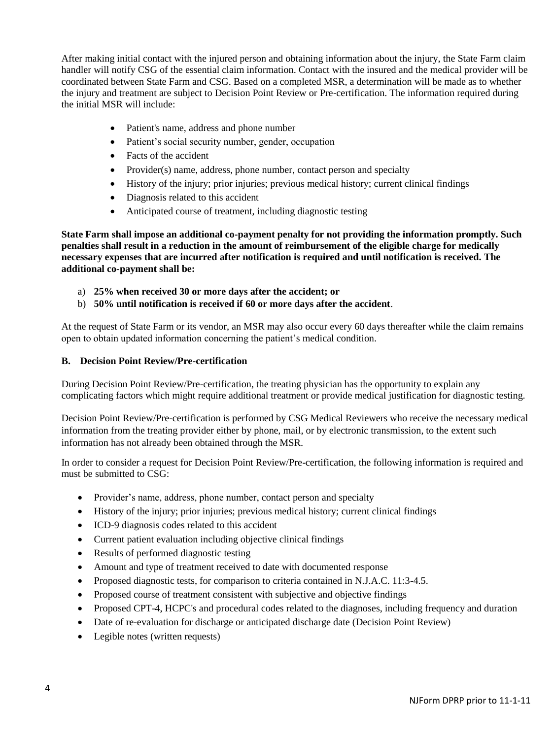After making initial contact with the injured person and obtaining information about the injury, the State Farm claim handler will notify CSG of the essential claim information. Contact with the insured and the medical provider will be coordinated between State Farm and CSG. Based on a completed MSR, a determination will be made as to whether the injury and treatment are subject to Decision Point Review or Pre-certification. The information required during the initial MSR will include:

- Patient's name, address and phone number
- Patient's social security number, gender, occupation
- Facts of the accident
- Provider(s) name, address, phone number, contact person and specialty
- History of the injury; prior injuries; previous medical history; current clinical findings
- Diagnosis related to this accident
- Anticipated course of treatment, including diagnostic testing

**State Farm shall impose an additional co-payment penalty for not providing the information promptly. Such penalties shall result in a reduction in the amount of reimbursement of the eligible charge for medically necessary expenses that are incurred after notification is required and until notification is received. The additional co-payment shall be:**

a) **25% when received 30 or more days after the accident; or**
b) **50% until notification is received if 60 or more days after the accident**.

At the request of State Farm or its vendor, an MSR may also occur every 60 days thereafter while the claim remains open to obtain updated information concerning the patient's medical condition.

### B. Decision Point Review/Pre-certification

During Decision Point Review/Pre-certification, the treating physician has the opportunity to explain any complicating factors which might require additional treatment or provide medical justification for diagnostic testing.

Decision Point Review/Pre-certification is performed by CSG Medical Reviewers who receive the necessary medical information from the treating provider either by phone, mail, or by electronic transmission, to the extent such information has not already been obtained through the MSR.

In order to consider a request for Decision Point Review/Pre-certification, the following information is required and must be submitted to CSG:

- Provider's name, address, phone number, contact person and specialty
- History of the injury; prior injuries; previous medical history; current clinical findings
- ICD-9 diagnosis codes related to this accident
- Current patient evaluation including objective clinical findings
- Results of performed diagnostic testing
- Amount and type of treatment received to date with documented response
- Proposed diagnostic tests, for comparison to criteria contained in N.J.A.C. 11:3-4.5.
- Proposed course of treatment consistent with subjective and objective findings
- Proposed CPT-4, HCPC's and procedural codes related to the diagnoses, including frequency and duration
- Date of re-evaluation for discharge or anticipated discharge date (Decision Point Review)
- Legible notes (written requests)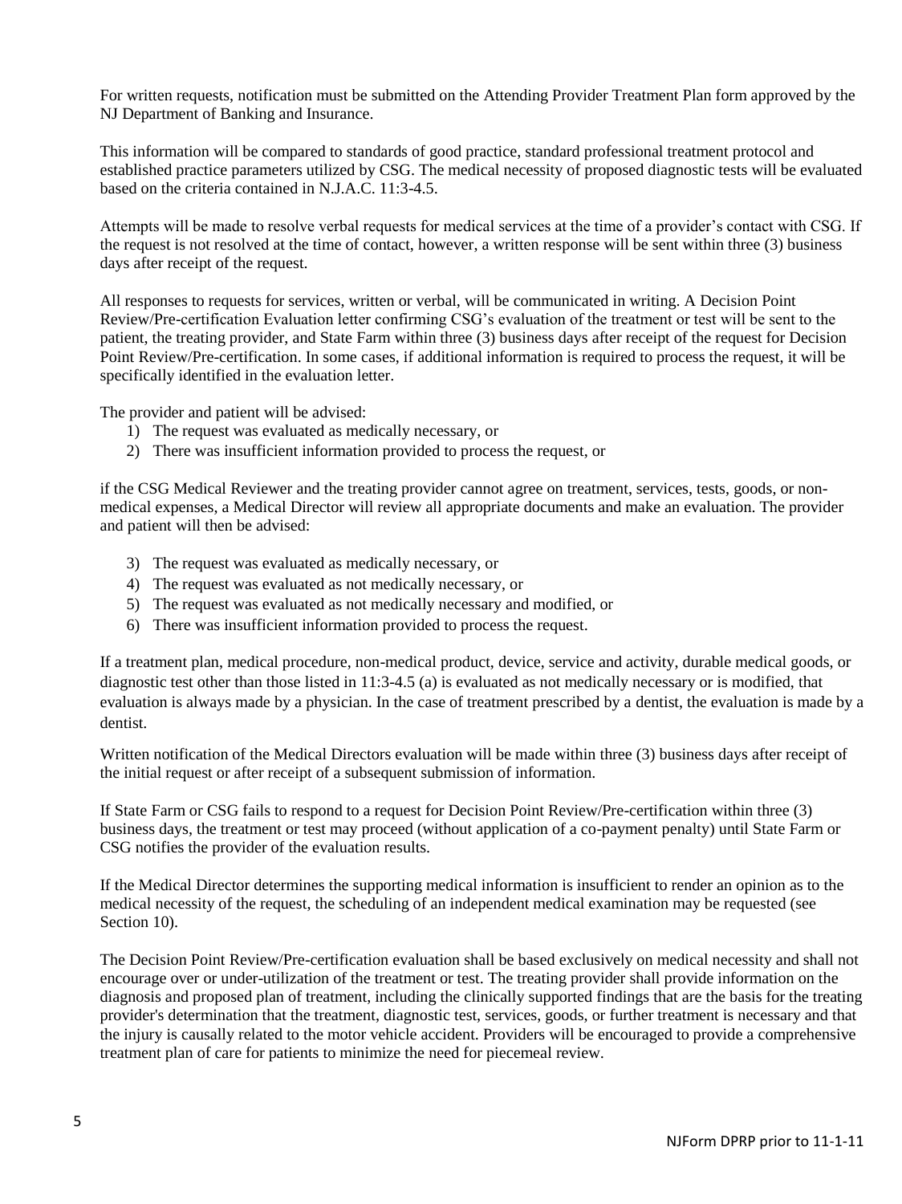For written requests, notification must be submitted on the Attending Provider Treatment Plan form approved by the NJ Department of Banking and Insurance.

This information will be compared to standards of good practice, standard professional treatment protocol and established practice parameters utilized by CSG. The medical necessity of proposed diagnostic tests will be evaluated based on the criteria contained in N.J.A.C. 11:3-4.5.

Attempts will be made to resolve verbal requests for medical services at the time of a provider's contact with CSG. If the request is not resolved at the time of contact, however, a written response will be sent within three (3) business days after receipt of the request.

All responses to requests for services, written or verbal, will be communicated in writing. A Decision Point Review/Pre-certification Evaluation letter confirming CSG's evaluation of the treatment or test will be sent to the patient, the treating provider, and State Farm within three (3) business days after receipt of the request for Decision Point Review/Pre-certification. In some cases, if additional information is required to process the request, it will be specifically identified in the evaluation letter.

The provider and patient will be advised:

1) The request was evaluated as medically necessary, or
2) There was insufficient information provided to process the request, or

if the CSG Medical Reviewer and the treating provider cannot agree on treatment, services, tests, goods, or non-medical expenses, a Medical Director will review all appropriate documents and make an evaluation. The provider and patient will then be advised:

3) The request was evaluated as medically necessary, or
4) The request was evaluated as not medically necessary, or
5) The request was evaluated as not medically necessary and modified, or
6) There was insufficient information provided to process the request.

If a treatment plan, medical procedure, non-medical product, device, service and activity, durable medical goods, or diagnostic test other than those listed in 11:3-4.5 (a) is evaluated as not medically necessary or is modified, that evaluation is always made by a physician. In the case of treatment prescribed by a dentist, the evaluation is made by a dentist.

Written notification of the Medical Directors evaluation will be made within three (3) business days after receipt of the initial request or after receipt of a subsequent submission of information.

If State Farm or CSG fails to respond to a request for Decision Point Review/Pre-certification within three (3) business days, the treatment or test may proceed (without application of a co-payment penalty) until State Farm or CSG notifies the provider of the evaluation results.

If the Medical Director determines the supporting medical information is insufficient to render an opinion as to the medical necessity of the request, the scheduling of an independent medical examination may be requested (see Section 10).

The Decision Point Review/Pre-certification evaluation shall be based exclusively on medical necessity and shall not encourage over or under-utilization of the treatment or test. The treating provider shall provide information on the diagnosis and proposed plan of treatment, including the clinically supported findings that are the basis for the treating provider's determination that the treatment, diagnostic test, services, goods, or further treatment is necessary and that the injury is causally related to the motor vehicle accident. Providers will be encouraged to provide a comprehensive treatment plan of care for patients to minimize the need for piecemeal review.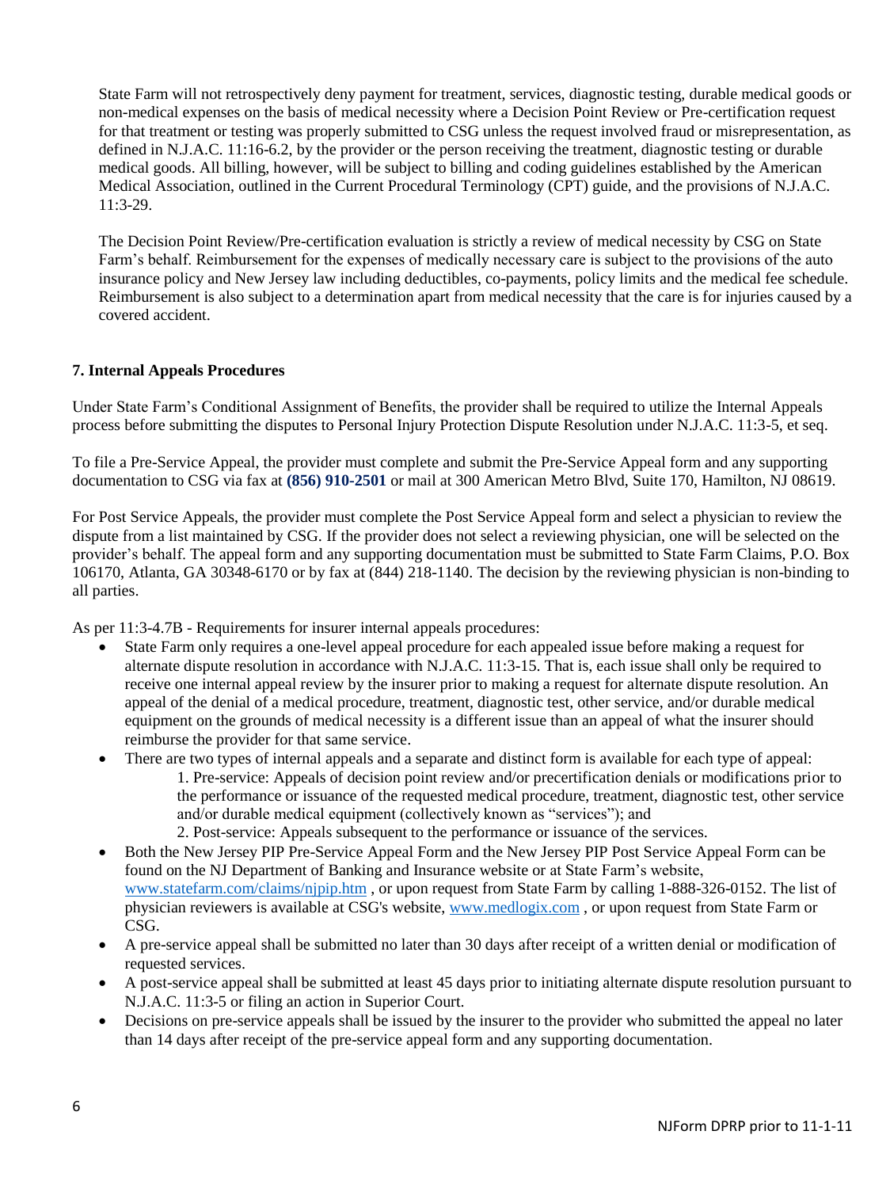State Farm will not retrospectively deny payment for treatment, services, diagnostic testing, durable medical goods or non-medical expenses on the basis of medical necessity where a Decision Point Review or Pre-certification request for that treatment or testing was properly submitted to CSG unless the request involved fraud or misrepresentation, as defined in N.J.A.C. 11:16-6.2, by the provider or the person receiving the treatment, diagnostic testing or durable medical goods. All billing, however, will be subject to billing and coding guidelines established by the American Medical Association, outlined in the Current Procedural Terminology (CPT) guide, and the provisions of N.J.A.C. 11:3-29.

The Decision Point Review/Pre-certification evaluation is strictly a review of medical necessity by CSG on State Farm's behalf. Reimbursement for the expenses of medically necessary care is subject to the provisions of the auto insurance policy and New Jersey law including deductibles, co-payments, policy limits and the medical fee schedule. Reimbursement is also subject to a determination apart from medical necessity that the care is for injuries caused by a covered accident.

### 7. Internal Appeals Procedures

Under State Farm's Conditional Assignment of Benefits, the provider shall be required to utilize the Internal Appeals process before submitting the disputes to Personal Injury Protection Dispute Resolution under N.J.A.C. 11:3-5, et seq.

To file a Pre-Service Appeal, the provider must complete and submit the Pre-Service Appeal form and any supporting documentation to CSG via fax at **(856) 910-2501** or mail at 300 American Metro Blvd, Suite 170, Hamilton, NJ 08619.

For Post Service Appeals, the provider must complete the Post Service Appeal form and select a physician to review the dispute from a list maintained by CSG. If the provider does not select a reviewing physician, one will be selected on the provider's behalf. The appeal form and any supporting documentation must be submitted to State Farm Claims, P.O. Box 106170, Atlanta, GA 30348-6170 or by fax at (844) 218-1140. The decision by the reviewing physician is non-binding to all parties.

As per 11:3-4.7B - Requirements for insurer internal appeals procedures:

- State Farm only requires a one-level appeal procedure for each appealed issue before making a request for alternate dispute resolution in accordance with N.J.A.C. 11:3-15. That is, each issue shall only be required to receive one internal appeal review by the insurer prior to making a request for alternate dispute resolution. An appeal of the denial of a medical procedure, treatment, diagnostic test, other service, and/or durable medical equipment on the grounds of medical necessity is a different issue than an appeal of what the insurer should reimburse the provider for that same service.
- There are two types of internal appeals and a separate and distinct form is available for each type of appeal:
  1. Pre-service: Appeals of decision point review and/or precertification denials or modifications prior to the performance or issuance of the requested medical procedure, treatment, diagnostic test, other service and/or durable medical equipment (collectively known as "services"); and
  2. Post-service: Appeals subsequent to the performance or issuance of the services.
- Both the New Jersey PIP Pre-Service Appeal Form and the New Jersey PIP Post Service Appeal Form can be found on the NJ Department of Banking and Insurance website or at State Farm's website, www.statefarm.com/claims/njpip.htm , or upon request from State Farm by calling 1-888-326-0152. The list of physician reviewers is available at CSG's website, www.medlogix.com , or upon request from State Farm or CSG.
- A pre-service appeal shall be submitted no later than 30 days after receipt of a written denial or modification of requested services.
- A post-service appeal shall be submitted at least 45 days prior to initiating alternate dispute resolution pursuant to N.J.A.C. 11:3-5 or filing an action in Superior Court.
- Decisions on pre-service appeals shall be issued by the insurer to the provider who submitted the appeal no later than 14 days after receipt of the pre-service appeal form and any supporting documentation.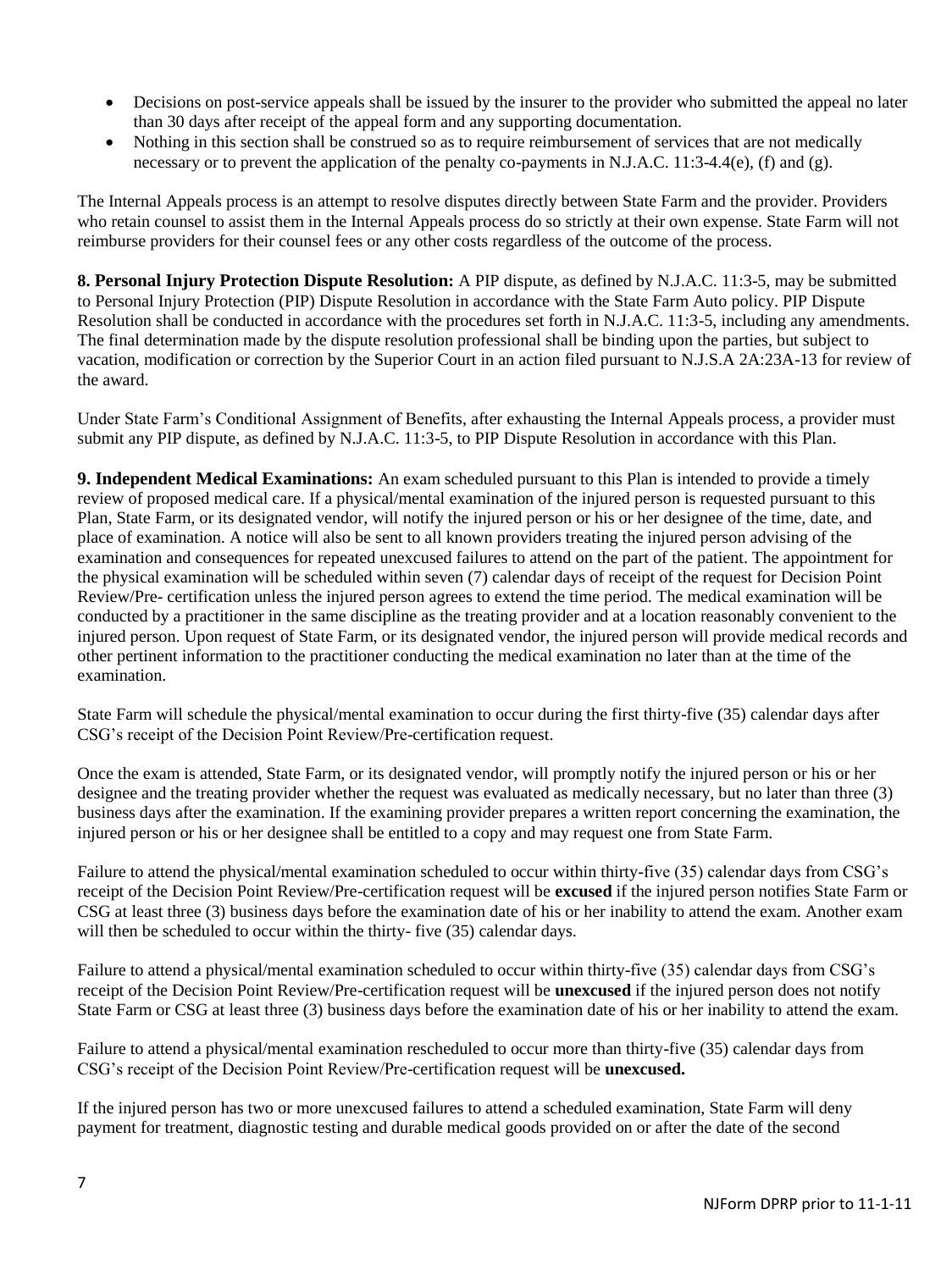- Decisions on post-service appeals shall be issued by the insurer to the provider who submitted the appeal no later than 30 days after receipt of the appeal form and any supporting documentation.
- Nothing in this section shall be construed so as to require reimbursement of services that are not medically necessary or to prevent the application of the penalty co-payments in N.J.A.C. 11:3-4.4(e), (f) and (g).

The Internal Appeals process is an attempt to resolve disputes directly between State Farm and the provider. Providers who retain counsel to assist them in the Internal Appeals process do so strictly at their own expense. State Farm will not reimburse providers for their counsel fees or any other costs regardless of the outcome of the process.

**8. Personal Injury Protection Dispute Resolution:** A PIP dispute, as defined by N.J.A.C. 11:3-5, may be submitted to Personal Injury Protection (PIP) Dispute Resolution in accordance with the State Farm Auto policy. PIP Dispute Resolution shall be conducted in accordance with the procedures set forth in N.J.A.C. 11:3-5, including any amendments. The final determination made by the dispute resolution professional shall be binding upon the parties, but subject to vacation, modification or correction by the Superior Court in an action filed pursuant to N.J.S.A 2A:23A-13 for review of the award.

Under State Farm's Conditional Assignment of Benefits, after exhausting the Internal Appeals process, a provider must submit any PIP dispute, as defined by N.J.A.C. 11:3-5, to PIP Dispute Resolution in accordance with this Plan.

**9. Independent Medical Examinations:** An exam scheduled pursuant to this Plan is intended to provide a timely review of proposed medical care. If a physical/mental examination of the injured person is requested pursuant to this Plan, State Farm, or its designated vendor, will notify the injured person or his or her designee of the time, date, and place of examination. A notice will also be sent to all known providers treating the injured person advising of the examination and consequences for repeated unexcused failures to attend on the part of the patient. The appointment for the physical examination will be scheduled within seven (7) calendar days of receipt of the request for Decision Point Review/Pre- certification unless the injured person agrees to extend the time period. The medical examination will be conducted by a practitioner in the same discipline as the treating provider and at a location reasonably convenient to the injured person. Upon request of State Farm, or its designated vendor, the injured person will provide medical records and other pertinent information to the practitioner conducting the medical examination no later than at the time of the examination.

State Farm will schedule the physical/mental examination to occur during the first thirty-five (35) calendar days after CSG's receipt of the Decision Point Review/Pre-certification request.

Once the exam is attended, State Farm, or its designated vendor, will promptly notify the injured person or his or her designee and the treating provider whether the request was evaluated as medically necessary, but no later than three (3) business days after the examination. If the examining provider prepares a written report concerning the examination, the injured person or his or her designee shall be entitled to a copy and may request one from State Farm.

Failure to attend the physical/mental examination scheduled to occur within thirty-five (35) calendar days from CSG's receipt of the Decision Point Review/Pre-certification request will be **excused** if the injured person notifies State Farm or CSG at least three (3) business days before the examination date of his or her inability to attend the exam. Another exam will then be scheduled to occur within the thirty- five (35) calendar days.

Failure to attend a physical/mental examination scheduled to occur within thirty-five (35) calendar days from CSG's receipt of the Decision Point Review/Pre-certification request will be **unexcused** if the injured person does not notify State Farm or CSG at least three (3) business days before the examination date of his or her inability to attend the exam.

Failure to attend a physical/mental examination rescheduled to occur more than thirty-five (35) calendar days from CSG's receipt of the Decision Point Review/Pre-certification request will be **unexcused.**

If the injured person has two or more unexcused failures to attend a scheduled examination, State Farm will deny payment for treatment, diagnostic testing and durable medical goods provided on or after the date of the second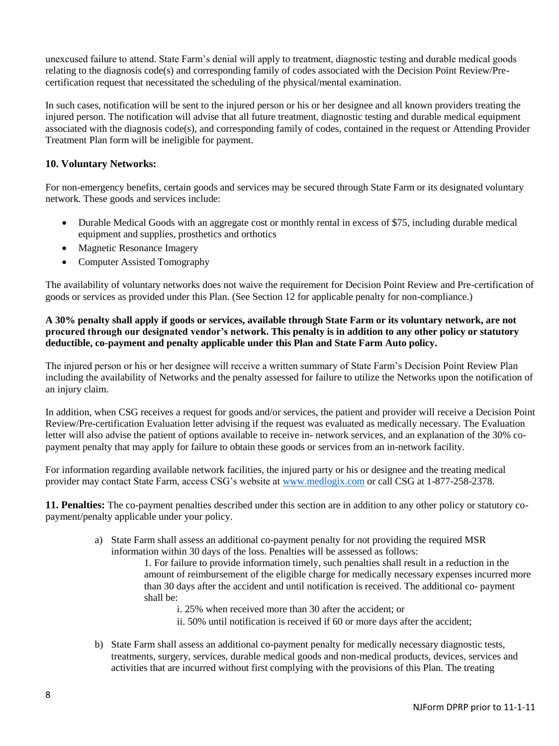unexcused failure to attend. State Farm's denial will apply to treatment, diagnostic testing and durable medical goods relating to the diagnosis code(s) and corresponding family of codes associated with the Decision Point Review/Pre-certification request that necessitated the scheduling of the physical/mental examination.

In such cases, notification will be sent to the injured person or his or her designee and all known providers treating the injured person. The notification will advise that all future treatment, diagnostic testing and durable medical equipment associated with the diagnosis code(s), and corresponding family of codes, contained in the request or Attending Provider Treatment Plan form will be ineligible for payment.

### 10. Voluntary Networks:

For non-emergency benefits, certain goods and services may be secured through State Farm or its designated voluntary network. These goods and services include:

- Durable Medical Goods with an aggregate cost or monthly rental in excess of $75, including durable medical equipment and supplies, prosthetics and orthotics
- Magnetic Resonance Imagery
- Computer Assisted Tomography

The availability of voluntary networks does not waive the requirement for Decision Point Review and Pre-certification of goods or services as provided under this Plan. (See Section 12 for applicable penalty for non-compliance.)

**A 30% penalty shall apply if goods or services, available through State Farm or its voluntary network, are not procured through our designated vendor's network. This penalty is in addition to any other policy or statutory deductible, co-payment and penalty applicable under this Plan and State Farm Auto policy.**

The injured person or his or her designee will receive a written summary of State Farm's Decision Point Review Plan including the availability of Networks and the penalty assessed for failure to utilize the Networks upon the notification of an injury claim.

In addition, when CSG receives a request for goods and/or services, the patient and provider will receive a Decision Point Review/Pre-certification Evaluation letter advising if the request was evaluated as medically necessary. The Evaluation letter will also advise the patient of options available to receive in- network services, and an explanation of the 30% co-payment penalty that may apply for failure to obtain these goods or services from an in-network facility.

For information regarding available network facilities, the injured party or his or designee and the treating medical provider may contact State Farm, access CSG's website at www.medlogix.com or call CSG at 1-877-258-2378.

**11. Penalties:** The co-payment penalties described under this section are in addition to any other policy or statutory co-payment/penalty applicable under your policy.

a) State Farm shall assess an additional co-payment penalty for not providing the required MSR information within 30 days of the loss. Penalties will be assessed as follows:

   1. For failure to provide information timely, such penalties shall result in a reduction in the amount of reimbursement of the eligible charge for medically necessary expenses incurred more than 30 days after the accident and until notification is received. The additional co- payment shall be:

      i. 25% when received more than 30 after the accident; or

      ii. 50% until notification is received if 60 or more days after the accident;

b) State Farm shall assess an additional co-payment penalty for medically necessary diagnostic tests, treatments, surgery, services, durable medical goods and non-medical products, devices, services and activities that are incurred without first complying with the provisions of this Plan. The treating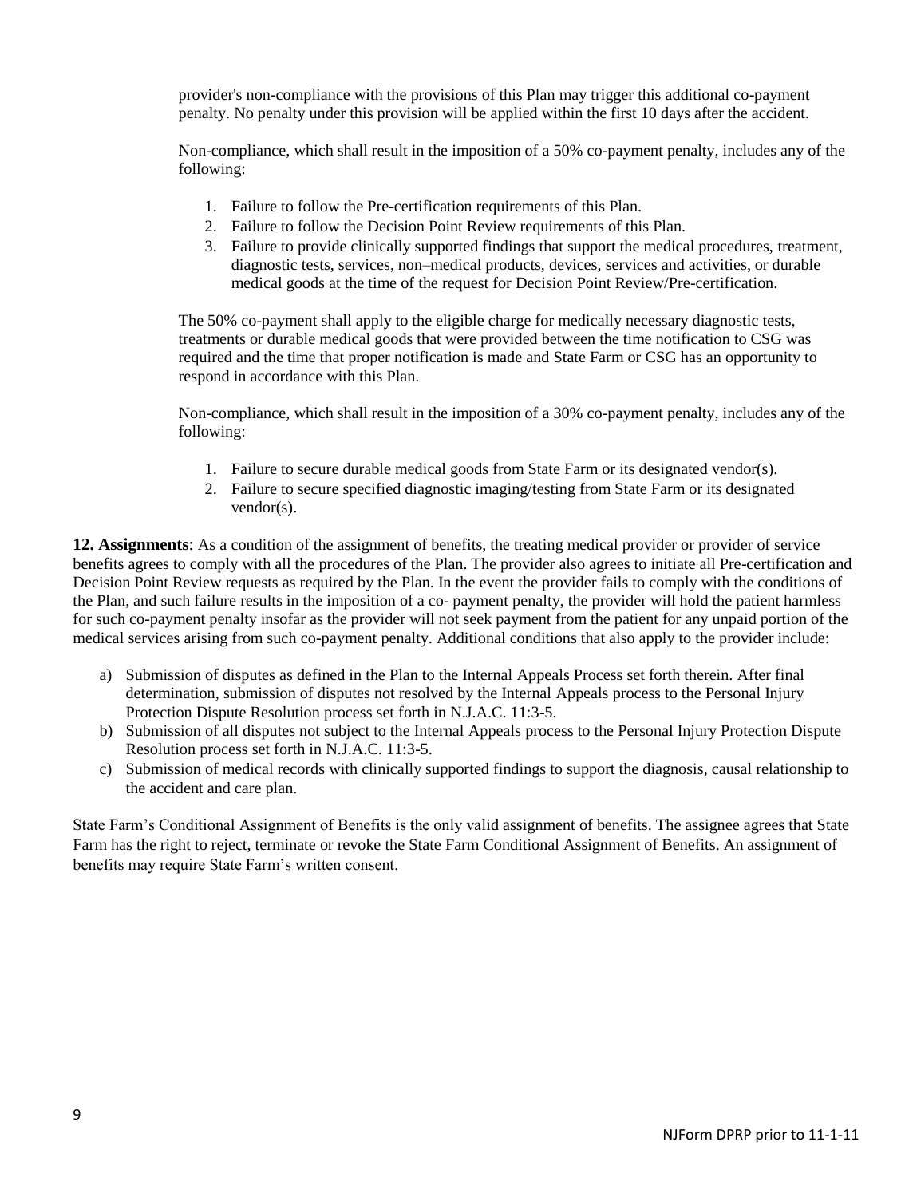provider's non-compliance with the provisions of this Plan may trigger this additional co-payment penalty. No penalty under this provision will be applied within the first 10 days after the accident.

Non-compliance, which shall result in the imposition of a 50% co-payment penalty, includes any of the following:

1. Failure to follow the Pre-certification requirements of this Plan.
2. Failure to follow the Decision Point Review requirements of this Plan.
3. Failure to provide clinically supported findings that support the medical procedures, treatment, diagnostic tests, services, non–medical products, devices, services and activities, or durable medical goods at the time of the request for Decision Point Review/Pre-certification.

The 50% co-payment shall apply to the eligible charge for medically necessary diagnostic tests, treatments or durable medical goods that were provided between the time notification to CSG was required and the time that proper notification is made and State Farm or CSG has an opportunity to respond in accordance with this Plan.

Non-compliance, which shall result in the imposition of a 30% co-payment penalty, includes any of the following:

1. Failure to secure durable medical goods from State Farm or its designated vendor(s).
2. Failure to secure specified diagnostic imaging/testing from State Farm or its designated vendor(s).

**12. Assignments**: As a condition of the assignment of benefits, the treating medical provider or provider of service benefits agrees to comply with all the procedures of the Plan. The provider also agrees to initiate all Pre-certification and Decision Point Review requests as required by the Plan. In the event the provider fails to comply with the conditions of the Plan, and such failure results in the imposition of a co- payment penalty, the provider will hold the patient harmless for such co-payment penalty insofar as the provider will not seek payment from the patient for any unpaid portion of the medical services arising from such co-payment penalty. Additional conditions that also apply to the provider include:

a) Submission of disputes as defined in the Plan to the Internal Appeals Process set forth therein. After final determination, submission of disputes not resolved by the Internal Appeals process to the Personal Injury Protection Dispute Resolution process set forth in N.J.A.C. 11:3-5.
b) Submission of all disputes not subject to the Internal Appeals process to the Personal Injury Protection Dispute Resolution process set forth in N.J.A.C. 11:3-5.
c) Submission of medical records with clinically supported findings to support the diagnosis, causal relationship to the accident and care plan.

State Farm's Conditional Assignment of Benefits is the only valid assignment of benefits. The assignee agrees that State Farm has the right to reject, terminate or revoke the State Farm Conditional Assignment of Benefits. An assignment of benefits may require State Farm's written consent.